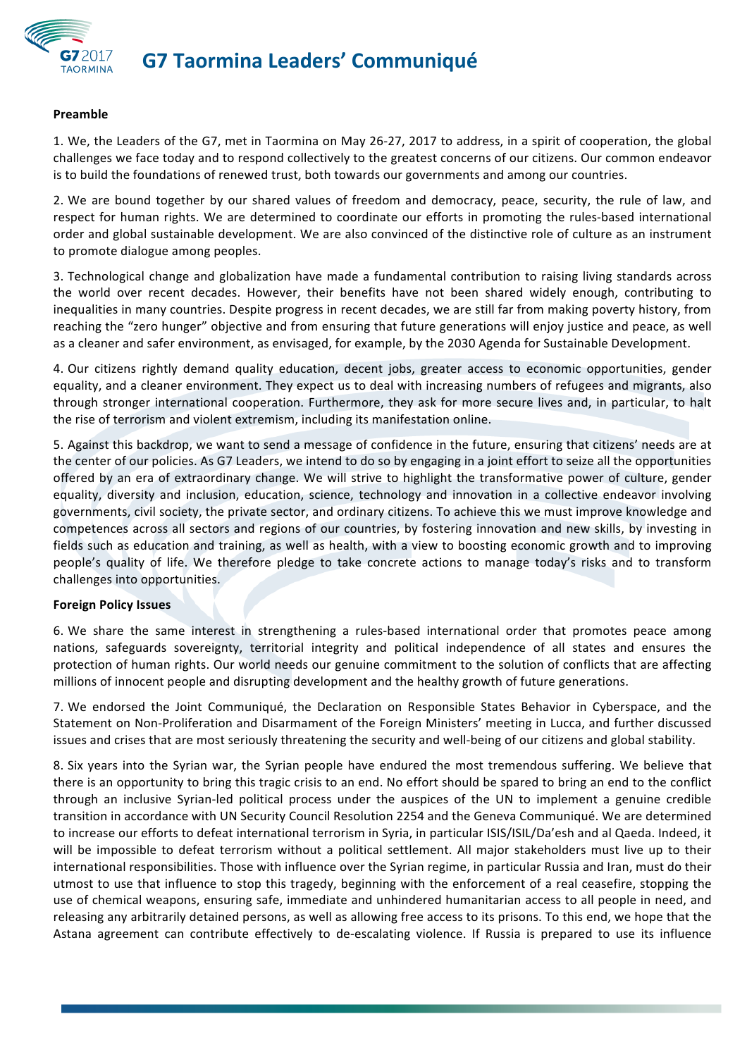# G7 Taormina Leaders' Communiqué

**Preamble**

1. We, the Leaders of the G7, met in Taormina on May 26-27, 2017 to address, in a spirit of cooperation, the global challenges we face today and to respond collectively to the greatest concerns of our citizens. Our common endeavor is to build the foundations of renewed trust, both towards our governments and among our countries.

2. We are bound together by our shared values of freedom and democracy, peace, security, the rule of law, and respect for human rights. We are determined to coordinate our efforts in promoting the rules-based international order and global sustainable development. We are also convinced of the distinctive role of culture as an instrument to promote dialogue among peoples.

3. Technological change and globalization have made a fundamental contribution to raising living standards across the world over recent decades. However, their benefits have not been shared widely enough, contributing to inequalities in many countries. Despite progress in recent decades, we are still far from making poverty history, from reaching the "zero hunger" objective and from ensuring that future generations will enjoy justice and peace, as well as a cleaner and safer environment, as envisaged, for example, by the 2030 Agenda for Sustainable Development.

4. Our citizens rightly demand quality education, decent jobs, greater access to economic opportunities, gender equality, and a cleaner environment. They expect us to deal with increasing numbers of refugees and migrants, also through stronger international cooperation. Furthermore, they ask for more secure lives and, in particular, to halt the rise of terrorism and violent extremism, including its manifestation online.

5. Against this backdrop, we want to send a message of confidence in the future, ensuring that citizens' needs are at the center of our policies. As G7 Leaders, we intend to do so by engaging in a joint effort to seize all the opportunities offered by an era of extraordinary change. We will strive to highlight the transformative power of culture, gender equality, diversity and inclusion, education, science, technology and innovation in a collective endeavor involving governments, civil society, the private sector, and ordinary citizens. To achieve this we must improve knowledge and competences across all sectors and regions of our countries, by fostering innovation and new skills, by investing in fields such as education and training, as well as health, with a view to boosting economic growth and to improving people's quality of life. We therefore pledge to take concrete actions to manage today's risks and to transform challenges into opportunities.

**Foreign Policy Issues**

6. We share the same interest in strengthening a rules-based international order that promotes peace among nations, safeguards sovereignty, territorial integrity and political independence of all states and ensures the protection of human rights. Our world needs our genuine commitment to the solution of conflicts that are affecting millions of innocent people and disrupting development and the healthy growth of future generations.

7. We endorsed the Joint Communiqué, the Declaration on Responsible States Behavior in Cyberspace, and the Statement on Non-Proliferation and Disarmament of the Foreign Ministers' meeting in Lucca, and further discussed issues and crises that are most seriously threatening the security and well-being of our citizens and global stability.

8. Six years into the Syrian war, the Syrian people have endured the most tremendous suffering. We believe that there is an opportunity to bring this tragic crisis to an end. No effort should be spared to bring an end to the conflict through an inclusive Syrian-led political process under the auspices of the UN to implement a genuine credible transition in accordance with UN Security Council Resolution 2254 and the Geneva Communiqué. We are determined to increase our efforts to defeat international terrorism in Syria, in particular ISIS/ISIL/Da'esh and al Qaeda. Indeed, it will be impossible to defeat terrorism without a political settlement. All major stakeholders must live up to their international responsibilities. Those with influence over the Syrian regime, in particular Russia and Iran, must do their utmost to use that influence to stop this tragedy, beginning with the enforcement of a real ceasefire, stopping the use of chemical weapons, ensuring safe, immediate and unhindered humanitarian access to all people in need, and releasing any arbitrarily detained persons, as well as allowing free access to its prisons. To this end, we hope that the Astana agreement can contribute effectively to de-escalating violence. If Russia is prepared to use its influence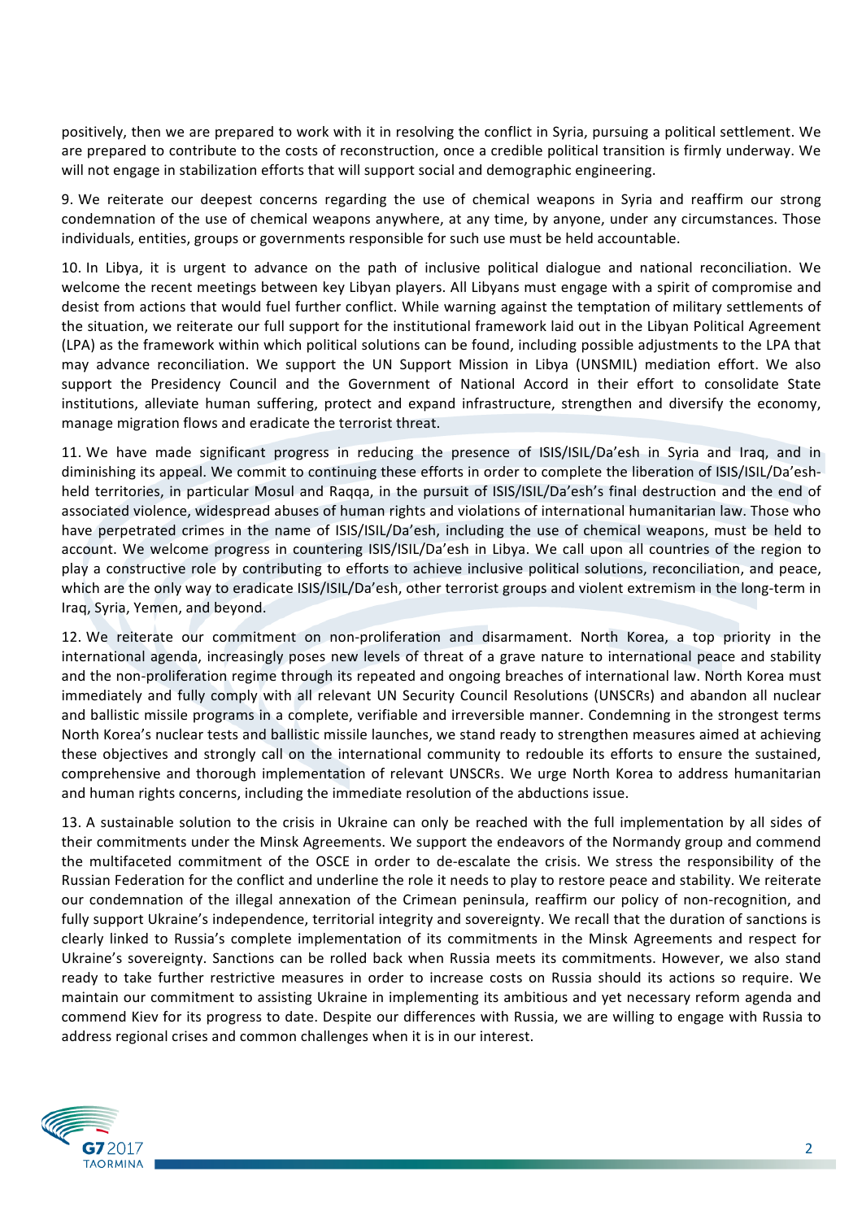positively, then we are prepared to work with it in resolving the conflict in Syria, pursuing a political settlement. We are prepared to contribute to the costs of reconstruction, once a credible political transition is firmly underway. We will not engage in stabilization efforts that will support social and demographic engineering.

9. We reiterate our deepest concerns regarding the use of chemical weapons in Syria and reaffirm our strong condemnation of the use of chemical weapons anywhere, at any time, by anyone, under any circumstances. Those individuals, entities, groups or governments responsible for such use must be held accountable.

10. In Libya, it is urgent to advance on the path of inclusive political dialogue and national reconciliation. We welcome the recent meetings between key Libyan players. All Libyans must engage with a spirit of compromise and desist from actions that would fuel further conflict. While warning against the temptation of military settlements of the situation, we reiterate our full support for the institutional framework laid out in the Libyan Political Agreement (LPA) as the framework within which political solutions can be found, including possible adjustments to the LPA that may advance reconciliation. We support the UN Support Mission in Libya (UNSMIL) mediation effort. We also support the Presidency Council and the Government of National Accord in their effort to consolidate State institutions, alleviate human suffering, protect and expand infrastructure, strengthen and diversify the economy, manage migration flows and eradicate the terrorist threat.

11. We have made significant progress in reducing the presence of ISIS/ISIL/Da'esh in Syria and Iraq, and in diminishing its appeal. We commit to continuing these efforts in order to complete the liberation of ISIS/ISIL/Da'esh-held territories, in particular Mosul and Raqqa, in the pursuit of ISIS/ISIL/Da'esh's final destruction and the end of associated violence, widespread abuses of human rights and violations of international humanitarian law. Those who have perpetrated crimes in the name of ISIS/ISIL/Da'esh, including the use of chemical weapons, must be held to account. We welcome progress in countering ISIS/ISIL/Da'esh in Libya. We call upon all countries of the region to play a constructive role by contributing to efforts to achieve inclusive political solutions, reconciliation, and peace, which are the only way to eradicate ISIS/ISIL/Da'esh, other terrorist groups and violent extremism in the long-term in Iraq, Syria, Yemen, and beyond.

12. We reiterate our commitment on non-proliferation and disarmament. North Korea, a top priority in the international agenda, increasingly poses new levels of threat of a grave nature to international peace and stability and the non-proliferation regime through its repeated and ongoing breaches of international law. North Korea must immediately and fully comply with all relevant UN Security Council Resolutions (UNSCRs) and abandon all nuclear and ballistic missile programs in a complete, verifiable and irreversible manner. Condemning in the strongest terms North Korea's nuclear tests and ballistic missile launches, we stand ready to strengthen measures aimed at achieving these objectives and strongly call on the international community to redouble its efforts to ensure the sustained, comprehensive and thorough implementation of relevant UNSCRs. We urge North Korea to address humanitarian and human rights concerns, including the immediate resolution of the abductions issue.

13. A sustainable solution to the crisis in Ukraine can only be reached with the full implementation by all sides of their commitments under the Minsk Agreements. We support the endeavors of the Normandy group and commend the multifaceted commitment of the OSCE in order to de-escalate the crisis. We stress the responsibility of the Russian Federation for the conflict and underline the role it needs to play to restore peace and stability. We reiterate our condemnation of the illegal annexation of the Crimean peninsula, reaffirm our policy of non-recognition, and fully support Ukraine's independence, territorial integrity and sovereignty. We recall that the duration of sanctions is clearly linked to Russia's complete implementation of its commitments in the Minsk Agreements and respect for Ukraine's sovereignty. Sanctions can be rolled back when Russia meets its commitments. However, we also stand ready to take further restrictive measures in order to increase costs on Russia should its actions so require. We maintain our commitment to assisting Ukraine in implementing its ambitious and yet necessary reform agenda and commend Kiev for its progress to date. Despite our differences with Russia, we are willing to engage with Russia to address regional crises and common challenges when it is in our interest.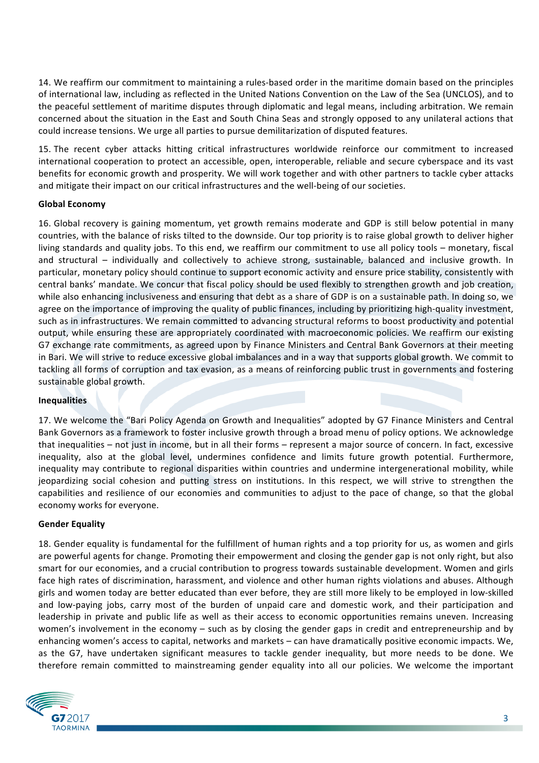14. We reaffirm our commitment to maintaining a rules-based order in the maritime domain based on the principles of international law, including as reflected in the United Nations Convention on the Law of the Sea (UNCLOS), and to the peaceful settlement of maritime disputes through diplomatic and legal means, including arbitration. We remain concerned about the situation in the East and South China Seas and strongly opposed to any unilateral actions that could increase tensions. We urge all parties to pursue demilitarization of disputed features.

15. The recent cyber attacks hitting critical infrastructures worldwide reinforce our commitment to increased international cooperation to protect an accessible, open, interoperable, reliable and secure cyberspace and its vast benefits for economic growth and prosperity. We will work together and with other partners to tackle cyber attacks and mitigate their impact on our critical infrastructures and the well-being of our societies.

**Global Economy**

16. Global recovery is gaining momentum, yet growth remains moderate and GDP is still below potential in many countries, with the balance of risks tilted to the downside. Our top priority is to raise global growth to deliver higher living standards and quality jobs. To this end, we reaffirm our commitment to use all policy tools – monetary, fiscal and structural – individually and collectively to achieve strong, sustainable, balanced and inclusive growth. In particular, monetary policy should continue to support economic activity and ensure price stability, consistently with central banks' mandate. We concur that fiscal policy should be used flexibly to strengthen growth and job creation, while also enhancing inclusiveness and ensuring that debt as a share of GDP is on a sustainable path. In doing so, we agree on the importance of improving the quality of public finances, including by prioritizing high-quality investment, such as in infrastructures. We remain committed to advancing structural reforms to boost productivity and potential output, while ensuring these are appropriately coordinated with macroeconomic policies. We reaffirm our existing G7 exchange rate commitments, as agreed upon by Finance Ministers and Central Bank Governors at their meeting in Bari. We will strive to reduce excessive global imbalances and in a way that supports global growth. We commit to tackling all forms of corruption and tax evasion, as a means of reinforcing public trust in governments and fostering sustainable global growth.

**Inequalities**

17. We welcome the "Bari Policy Agenda on Growth and Inequalities" adopted by G7 Finance Ministers and Central Bank Governors as a framework to foster inclusive growth through a broad menu of policy options. We acknowledge that inequalities – not just in income, but in all their forms – represent a major source of concern. In fact, excessive inequality, also at the global level, undermines confidence and limits future growth potential. Furthermore, inequality may contribute to regional disparities within countries and undermine intergenerational mobility, while jeopardizing social cohesion and putting stress on institutions. In this respect, we will strive to strengthen the capabilities and resilience of our economies and communities to adjust to the pace of change, so that the global economy works for everyone.

**Gender Equality**

18. Gender equality is fundamental for the fulfillment of human rights and a top priority for us, as women and girls are powerful agents for change. Promoting their empowerment and closing the gender gap is not only right, but also smart for our economies, and a crucial contribution to progress towards sustainable development. Women and girls face high rates of discrimination, harassment, and violence and other human rights violations and abuses. Although girls and women today are better educated than ever before, they are still more likely to be employed in low-skilled and low-paying jobs, carry most of the burden of unpaid care and domestic work, and their participation and leadership in private and public life as well as their access to economic opportunities remains uneven. Increasing women's involvement in the economy – such as by closing the gender gaps in credit and entrepreneurship and by enhancing women's access to capital, networks and markets – can have dramatically positive economic impacts. We, as the G7, have undertaken significant measures to tackle gender inequality, but more needs to be done. We therefore remain committed to mainstreaming gender equality into all our policies. We welcome the important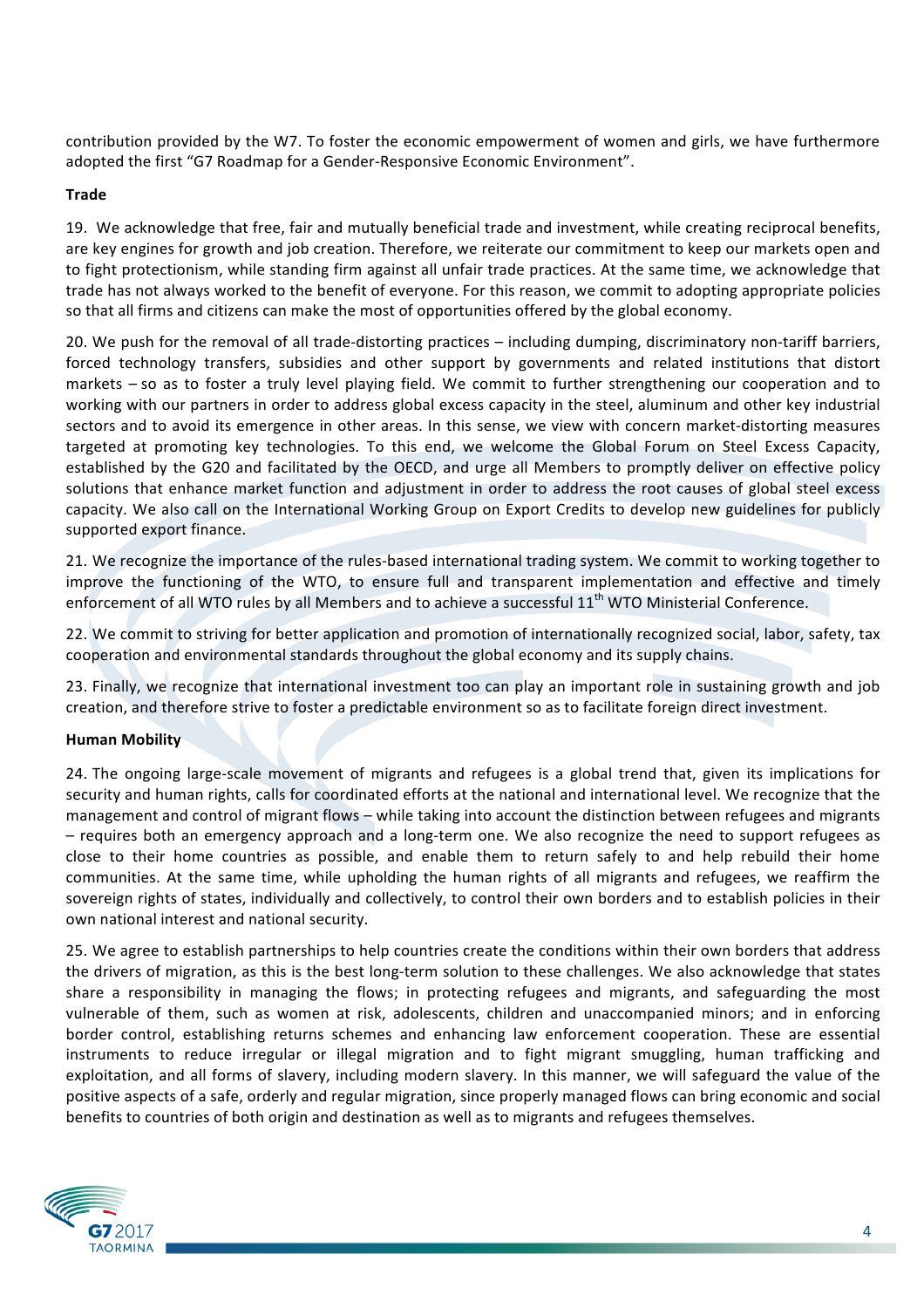contribution provided by the W7. To foster the economic empowerment of women and girls, we have furthermore adopted the first "G7 Roadmap for a Gender-Responsive Economic Environment".

**Trade**

19. We acknowledge that free, fair and mutually beneficial trade and investment, while creating reciprocal benefits, are key engines for growth and job creation. Therefore, we reiterate our commitment to keep our markets open and to fight protectionism, while standing firm against all unfair trade practices. At the same time, we acknowledge that trade has not always worked to the benefit of everyone. For this reason, we commit to adopting appropriate policies so that all firms and citizens can make the most of opportunities offered by the global economy.

20. We push for the removal of all trade-distorting practices – including dumping, discriminatory non-tariff barriers, forced technology transfers, subsidies and other support by governments and related institutions that distort markets – so as to foster a truly level playing field. We commit to further strengthening our cooperation and to working with our partners in order to address global excess capacity in the steel, aluminum and other key industrial sectors and to avoid its emergence in other areas. In this sense, we view with concern market-distorting measures targeted at promoting key technologies. To this end, we welcome the Global Forum on Steel Excess Capacity, established by the G20 and facilitated by the OECD, and urge all Members to promptly deliver on effective policy solutions that enhance market function and adjustment in order to address the root causes of global steel excess capacity. We also call on the International Working Group on Export Credits to develop new guidelines for publicly supported export finance.

21. We recognize the importance of the rules-based international trading system. We commit to working together to improve the functioning of the WTO, to ensure full and transparent implementation and effective and timely enforcement of all WTO rules by all Members and to achieve a successful 11th WTO Ministerial Conference.

22. We commit to striving for better application and promotion of internationally recognized social, labor, safety, tax cooperation and environmental standards throughout the global economy and its supply chains.

23. Finally, we recognize that international investment too can play an important role in sustaining growth and job creation, and therefore strive to foster a predictable environment so as to facilitate foreign direct investment.

**Human Mobility**

24. The ongoing large-scale movement of migrants and refugees is a global trend that, given its implications for security and human rights, calls for coordinated efforts at the national and international level. We recognize that the management and control of migrant flows – while taking into account the distinction between refugees and migrants – requires both an emergency approach and a long-term one. We also recognize the need to support refugees as close to their home countries as possible, and enable them to return safely to and help rebuild their home communities. At the same time, while upholding the human rights of all migrants and refugees, we reaffirm the sovereign rights of states, individually and collectively, to control their own borders and to establish policies in their own national interest and national security.

25. We agree to establish partnerships to help countries create the conditions within their own borders that address the drivers of migration, as this is the best long-term solution to these challenges. We also acknowledge that states share a responsibility in managing the flows; in protecting refugees and migrants, and safeguarding the most vulnerable of them, such as women at risk, adolescents, children and unaccompanied minors; and in enforcing border control, establishing returns schemes and enhancing law enforcement cooperation. These are essential instruments to reduce irregular or illegal migration and to fight migrant smuggling, human trafficking and exploitation, and all forms of slavery, including modern slavery. In this manner, we will safeguard the value of the positive aspects of a safe, orderly and regular migration, since properly managed flows can bring economic and social benefits to countries of both origin and destination as well as to migrants and refugees themselves.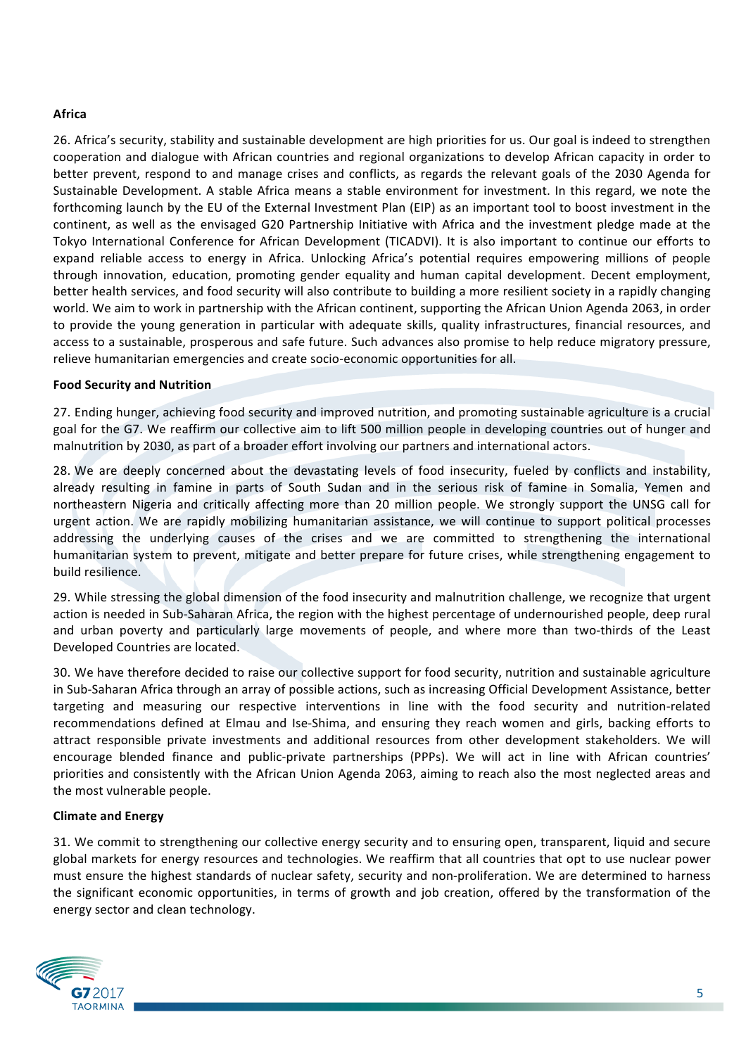**Africa**

26. Africa's security, stability and sustainable development are high priorities for us. Our goal is indeed to strengthen cooperation and dialogue with African countries and regional organizations to develop African capacity in order to better prevent, respond to and manage crises and conflicts, as regards the relevant goals of the 2030 Agenda for Sustainable Development. A stable Africa means a stable environment for investment. In this regard, we note the forthcoming launch by the EU of the External Investment Plan (EIP) as an important tool to boost investment in the continent, as well as the envisaged G20 Partnership Initiative with Africa and the investment pledge made at the Tokyo International Conference for African Development (TICADVI). It is also important to continue our efforts to expand reliable access to energy in Africa. Unlocking Africa's potential requires empowering millions of people through innovation, education, promoting gender equality and human capital development. Decent employment, better health services, and food security will also contribute to building a more resilient society in a rapidly changing world. We aim to work in partnership with the African continent, supporting the African Union Agenda 2063, in order to provide the young generation in particular with adequate skills, quality infrastructures, financial resources, and access to a sustainable, prosperous and safe future. Such advances also promise to help reduce migratory pressure, relieve humanitarian emergencies and create socio-economic opportunities for all.

**Food Security and Nutrition**

27. Ending hunger, achieving food security and improved nutrition, and promoting sustainable agriculture is a crucial goal for the G7. We reaffirm our collective aim to lift 500 million people in developing countries out of hunger and malnutrition by 2030, as part of a broader effort involving our partners and international actors.

28. We are deeply concerned about the devastating levels of food insecurity, fueled by conflicts and instability, already resulting in famine in parts of South Sudan and in the serious risk of famine in Somalia, Yemen and northeastern Nigeria and critically affecting more than 20 million people. We strongly support the UNSG call for urgent action. We are rapidly mobilizing humanitarian assistance, we will continue to support political processes addressing the underlying causes of the crises and we are committed to strengthening the international humanitarian system to prevent, mitigate and better prepare for future crises, while strengthening engagement to build resilience.

29. While stressing the global dimension of the food insecurity and malnutrition challenge, we recognize that urgent action is needed in Sub-Saharan Africa, the region with the highest percentage of undernourished people, deep rural and urban poverty and particularly large movements of people, and where more than two-thirds of the Least Developed Countries are located.

30. We have therefore decided to raise our collective support for food security, nutrition and sustainable agriculture in Sub-Saharan Africa through an array of possible actions, such as increasing Official Development Assistance, better targeting and measuring our respective interventions in line with the food security and nutrition-related recommendations defined at Elmau and Ise-Shima, and ensuring they reach women and girls, backing efforts to attract responsible private investments and additional resources from other development stakeholders. We will encourage blended finance and public-private partnerships (PPPs). We will act in line with African countries' priorities and consistently with the African Union Agenda 2063, aiming to reach also the most neglected areas and the most vulnerable people.

**Climate and Energy**

31. We commit to strengthening our collective energy security and to ensuring open, transparent, liquid and secure global markets for energy resources and technologies. We reaffirm that all countries that opt to use nuclear power must ensure the highest standards of nuclear safety, security and non-proliferation. We are determined to harness the significant economic opportunities, in terms of growth and job creation, offered by the transformation of the energy sector and clean technology.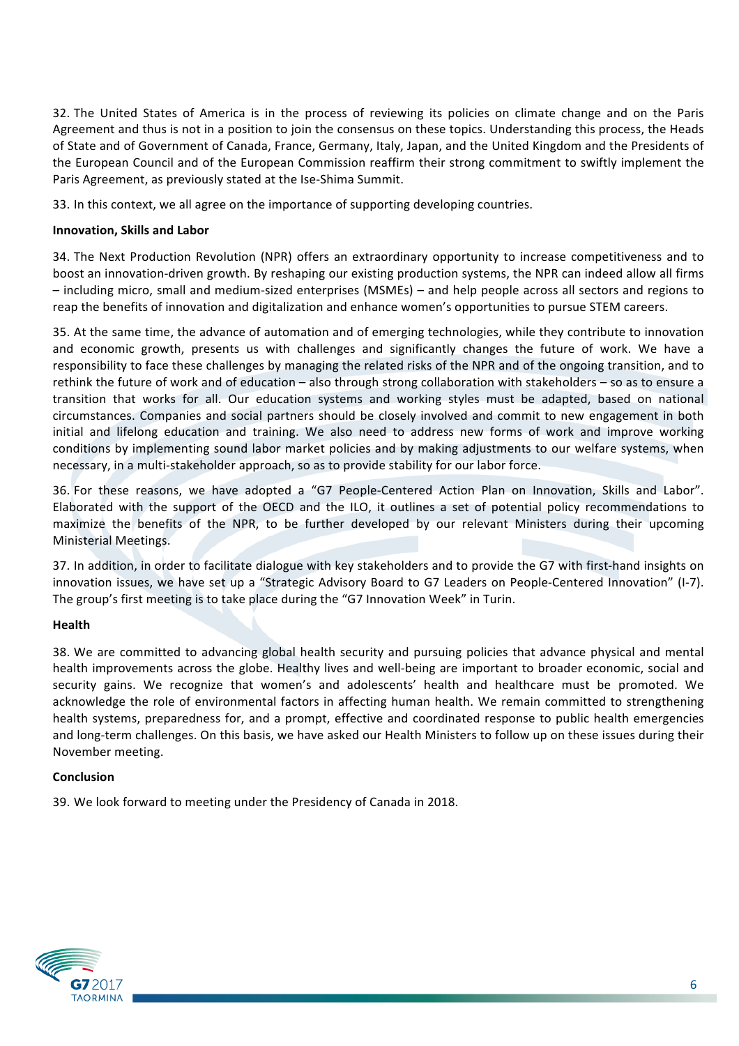32. The United States of America is in the process of reviewing its policies on climate change and on the Paris Agreement and thus is not in a position to join the consensus on these topics. Understanding this process, the Heads of State and of Government of Canada, France, Germany, Italy, Japan, and the United Kingdom and the Presidents of the European Council and of the European Commission reaffirm their strong commitment to swiftly implement the Paris Agreement, as previously stated at the Ise-Shima Summit.

33. In this context, we all agree on the importance of supporting developing countries.

**Innovation, Skills and Labor**

34. The Next Production Revolution (NPR) offers an extraordinary opportunity to increase competitiveness and to boost an innovation-driven growth. By reshaping our existing production systems, the NPR can indeed allow all firms – including micro, small and medium-sized enterprises (MSMEs) – and help people across all sectors and regions to reap the benefits of innovation and digitalization and enhance women's opportunities to pursue STEM careers.

35. At the same time, the advance of automation and of emerging technologies, while they contribute to innovation and economic growth, presents us with challenges and significantly changes the future of work. We have a responsibility to face these challenges by managing the related risks of the NPR and of the ongoing transition, and to rethink the future of work and of education – also through strong collaboration with stakeholders – so as to ensure a transition that works for all. Our education systems and working styles must be adapted, based on national circumstances. Companies and social partners should be closely involved and commit to new engagement in both initial and lifelong education and training. We also need to address new forms of work and improve working conditions by implementing sound labor market policies and by making adjustments to our welfare systems, when necessary, in a multi-stakeholder approach, so as to provide stability for our labor force.

36. For these reasons, we have adopted a "G7 People-Centered Action Plan on Innovation, Skills and Labor". Elaborated with the support of the OECD and the ILO, it outlines a set of potential policy recommendations to maximize the benefits of the NPR, to be further developed by our relevant Ministers during their upcoming Ministerial Meetings.

37. In addition, in order to facilitate dialogue with key stakeholders and to provide the G7 with first-hand insights on innovation issues, we have set up a "Strategic Advisory Board to G7 Leaders on People-Centered Innovation" (I-7). The group's first meeting is to take place during the "G7 Innovation Week" in Turin.

**Health**

38. We are committed to advancing global health security and pursuing policies that advance physical and mental health improvements across the globe. Healthy lives and well-being are important to broader economic, social and security gains. We recognize that women's and adolescents' health and healthcare must be promoted. We acknowledge the role of environmental factors in affecting human health. We remain committed to strengthening health systems, preparedness for, and a prompt, effective and coordinated response to public health emergencies and long-term challenges. On this basis, we have asked our Health Ministers to follow up on these issues during their November meeting.

**Conclusion**

39. We look forward to meeting under the Presidency of Canada in 2018.